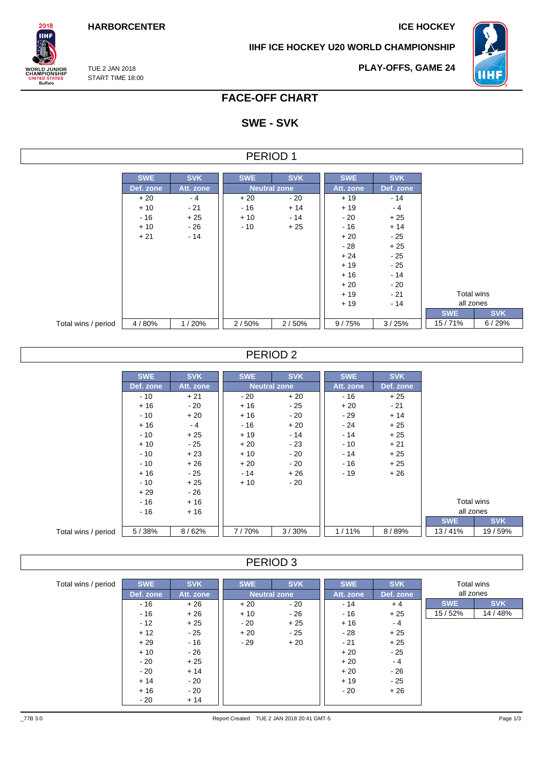HARBORCENTER

ICE HOCKEY

IIHF ICE HOCKEY U20 WORLD CHAMPIONSHIP

TUE 2 JAN 2018
START TIME 18:00

PLAY-OFFS, GAME 24

# FACE-OFF CHART

## SWE - SVK

### PERIOD 1

| | SWE | SVK | SWE | SVK | SWE | SVK | | |
|---|---|---|---|---|---|---|---|---|
| | Def. zone | Att. zone | Neutral zone | | Att. zone | Def. zone | | |
| | + 20 | - 4 | + 20 | - 20 | + 19 | - 14 | | |
| | + 10 | - 21 | - 16 | + 14 | + 19 | - 4 | | |
| | - 16 | + 25 | + 10 | - 14 | - 20 | + 25 | | |
| | + 10 | - 26 | - 10 | + 25 | - 16 | + 14 | | |
| | + 21 | - 14 | | | + 20 | - 25 | | |
| | | | | | - 28 | + 25 | | |
| | | | | | + 24 | - 25 | | |
| | | | | | + 19 | - 25 | | |
| | | | | | + 16 | - 14 | | |
| | | | | | + 20 | - 20 | | |
| | | | | | + 19 | - 21 | Total wins all zones | |
| | | | | | + 19 | - 14 | SWE | SVK |
| Total wins / period | 4 / 80% | 1 / 20% | 2 / 50% | 2 / 50% | 9 / 75% | 3 / 25% | 15 / 71% | 6 / 29% |

### PERIOD 2

| | SWE | SVK | SWE | SVK | SWE | SVK | | |
|---|---|---|---|---|---|---|---|---|
| | Def. zone | Att. zone | Neutral zone | | Att. zone | Def. zone | | |
| | - 10 | + 21 | - 20 | + 20 | - 16 | + 25 | | |
| | + 16 | - 20 | + 16 | - 25 | + 20 | - 21 | | |
| | - 10 | + 20 | + 16 | - 20 | - 29 | + 14 | | |
| | + 16 | - 4 | - 16 | + 20 | - 24 | + 25 | | |
| | - 10 | + 25 | + 19 | - 14 | - 14 | + 25 | | |
| | + 10 | - 25 | + 20 | - 23 | - 10 | + 21 | | |
| | - 10 | + 23 | + 10 | - 20 | - 14 | + 25 | | |
| | - 10 | + 26 | + 20 | - 20 | - 16 | + 25 | | |
| | + 16 | - 25 | - 14 | + 26 | - 19 | + 26 | | |
| | - 10 | + 25 | + 10 | - 20 | | | | |
| | + 29 | - 26 | | | | | | |
| | - 16 | + 16 | | | | | Total wins all zones | |
| | - 16 | + 16 | | | | | SWE | SVK |
| Total wins / period | 5 / 38% | 8 / 62% | 7 / 70% | 3 / 30% | 1 / 11% | 8 / 89% | 13 / 41% | 19 / 59% |

### PERIOD 3

| Total wins / period | SWE | SVK | SWE | SVK | SWE | SVK | Total wins all zones | |
|---|---|---|---|---|---|---|---|---|
| | Def. zone | Att. zone | Neutral zone | | Att. zone | Def. zone | SWE | SVK |
| | - 16 | + 26 | + 20 | - 20 | - 14 | + 4 | 15 / 52% | 14 / 48% |
| | - 16 | + 26 | + 10 | - 26 | - 16 | + 25 | | |
| | - 12 | + 25 | - 20 | + 25 | + 16 | - 4 | | |
| | + 12 | - 25 | + 20 | - 25 | - 28 | + 25 | | |
| | + 29 | - 16 | - 29 | + 20 | - 21 | + 25 | | |
| | + 10 | - 26 | | | + 20 | - 25 | | |
| | - 20 | + 25 | | | + 20 | - 4 | | |
| | - 20 | + 14 | | | + 20 | - 26 | | |
| | + 14 | - 20 | | | + 19 | - 25 | | |
| | + 16 | - 20 | | | - 20 | + 26 | | |
| | - 20 | + 14 | | | | | | |

_77B 3.0    Report Created TUE 2 JAN 2018 20:41 GMT-5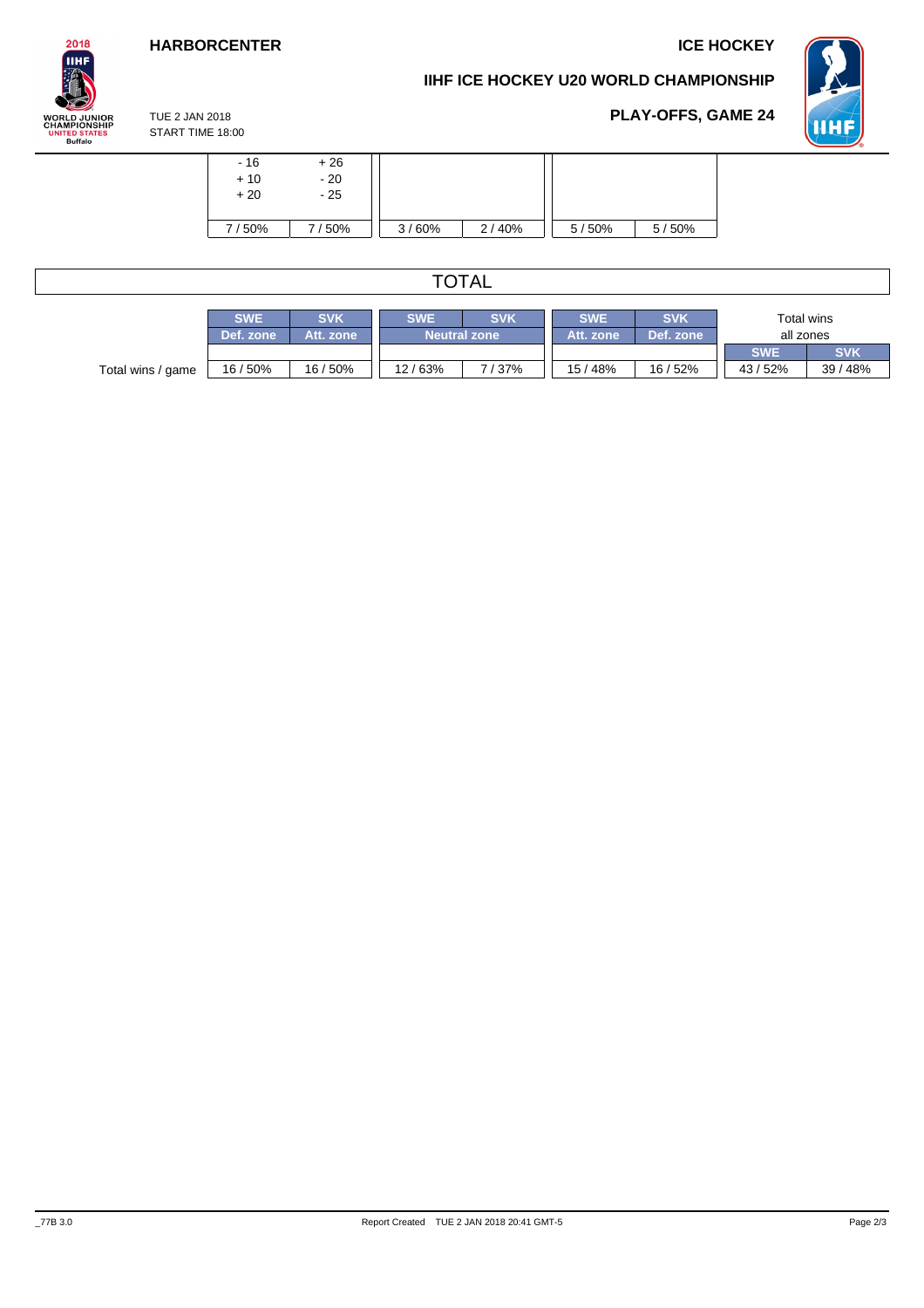| | | | | | | |
|---|---|---|---|---|---|---|
| - 16<br>+ 10<br>+ 20 | + 26<br>- 20<br>- 25 | | | | | |
| 7 / 50% | 7 / 50% | 3 / 60% | 2 / 40% | 5 / 50% | 5 / 50% | |

## TOTAL

| | SWE Def. zone | SVK Att. zone | SWE Neutral zone | SVK Neutral zone | SWE Att. zone | SVK Def. zone | Total wins all zones SWE | Total wins all zones SVK |
|---|---|---|---|---|---|---|---|---|
| Total wins / game | 16 / 50% | 16 / 50% | 12 / 63% | 7 / 37% | 15 / 48% | 16 / 52% | 43 / 52% | 39 / 48% |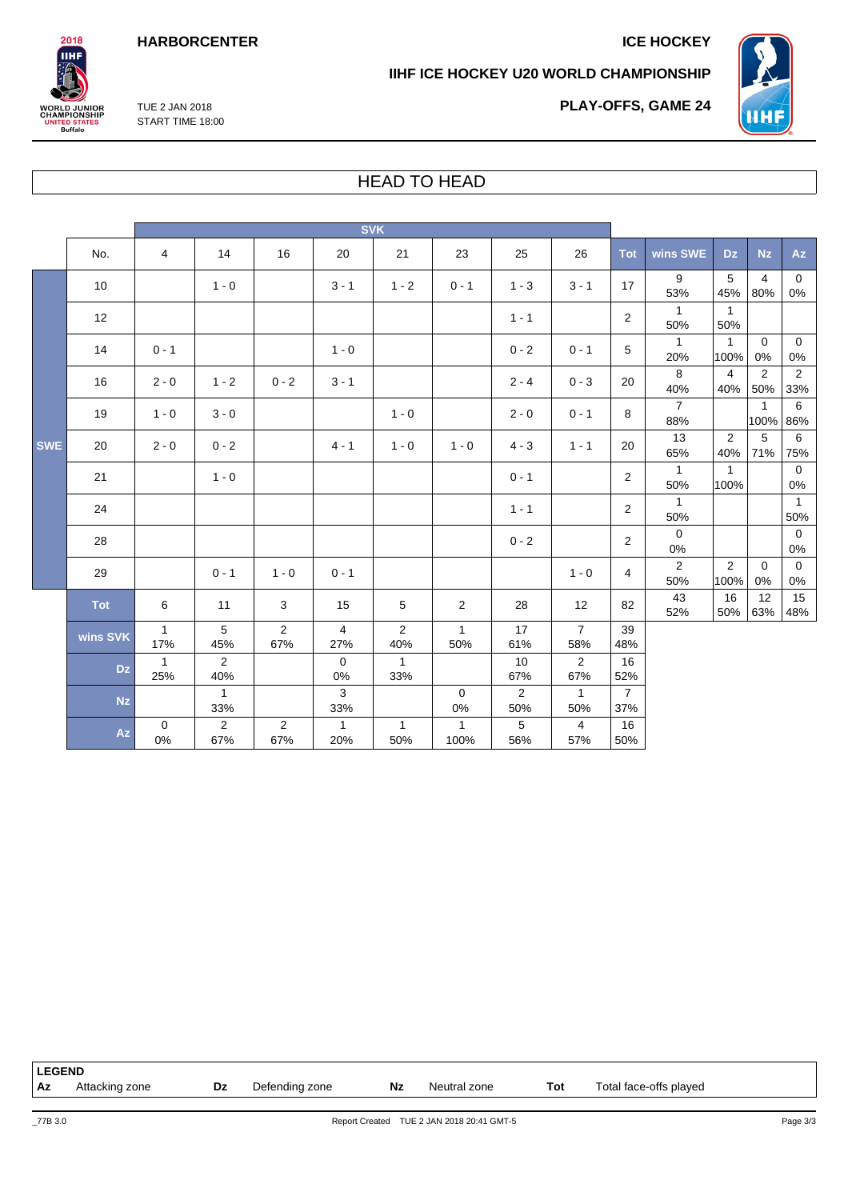HARBORCENTER

ICE HOCKEY

IIHF ICE HOCKEY U20 WORLD CHAMPIONSHIP

TUE 2 JAN 2018
START TIME 18:00

PLAY-OFFS, GAME 24

# HEAD TO HEAD

| | | SVK | | | | | | | | | | | | |
|---|---|---|---|---|---|---|---|---|---|---|---|---|---|---|
| | No. | 4 | 14 | 16 | 20 | 21 | 23 | 25 | 26 | Tot | wins SWE | Dz | Nz | Az |
| SWE | 10 | | 1 - 0 | | 3 - 1 | 1 - 2 | 0 - 1 | 1 - 3 | 3 - 1 | 17 | 9 53% | 5 45% | 4 80% | 0 0% |
| | 12 | | | | | | | 1 - 1 | | 2 | 1 50% | 1 50% | | |
| | 14 | 0 - 1 | | | 1 - 0 | | | 0 - 2 | 0 - 1 | 5 | 1 20% | 1 100% | 0 0% | 0 0% |
| | 16 | 2 - 0 | 1 - 2 | 0 - 2 | 3 - 1 | | | 2 - 4 | 0 - 3 | 20 | 8 40% | 4 40% | 2 50% | 2 33% |
| | 19 | 1 - 0 | 3 - 0 | | | 1 - 0 | | 2 - 0 | 0 - 1 | 8 | 7 88% | | 1 100% | 6 86% |
| | 20 | 2 - 0 | 0 - 2 | | 4 - 1 | 1 - 0 | 1 - 0 | 4 - 3 | 1 - 1 | 20 | 13 65% | 2 40% | 5 71% | 6 75% |
| | 21 | | 1 - 0 | | | | | 0 - 1 | | 2 | 1 50% | 1 100% | | 0 0% |
| | 24 | | | | | | | 1 - 1 | | 2 | 1 50% | | | 1 50% |
| | 28 | | | | | | | 0 - 2 | | 2 | 0 0% | | | 0 0% |
| | 29 | | 0 - 1 | 1 - 0 | 0 - 1 | | | | 1 - 0 | 4 | 2 50% | 2 100% | 0 0% | 0 0% |
| | Tot | 6 | 11 | 3 | 15 | 5 | 2 | 28 | 12 | 82 | 43 52% | 16 50% | 12 63% | 15 48% |
| | wins SVK | 1 17% | 5 45% | 2 67% | 4 27% | 2 40% | 1 50% | 17 61% | 7 58% | 39 48% | | | | |
| | Dz | 1 25% | 2 40% | | 0 0% | 1 33% | | 10 67% | 2 67% | 16 52% | | | | |
| | Nz | | 1 33% | | 3 33% | | 0 0% | 2 50% | 1 50% | 7 37% | | | | |
| | Az | 0 0% | 2 67% | 2 67% | 1 20% | 1 50% | 1 100% | 5 56% | 4 57% | 16 50% | | | | |

**LEGEND**

| | | | | | | | |
|---|---|---|---|---|---|---|---|
| **Az** | Attacking zone | **Dz** | Defending zone | **Nz** | Neutral zone | **Tot** | Total face-offs played |

_77B 3.0 Report Created TUE 2 JAN 2018 20:41 GMT-5